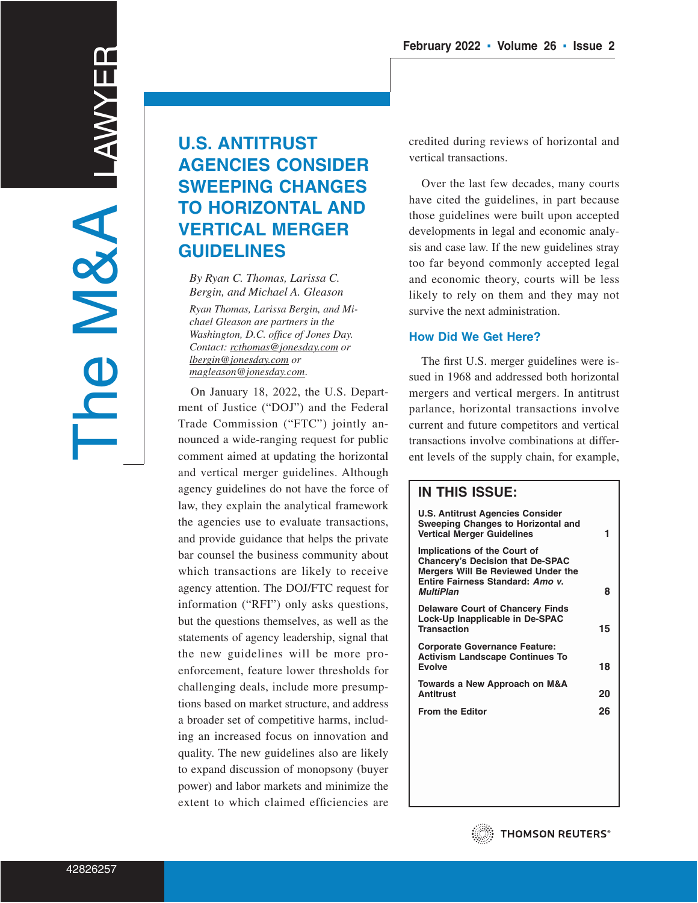# The M&A Lawyer

## U.S. ANTITRUST AGENCIES CONSIDER SWEEPING CHANGES TO HORIZONTAL AND VERTICAL MERGER GUIDELINES

*By Ryan C. Thomas, Larissa C. Bergin, and Michael A. Gleason*

*Ryan Thomas, Larissa Bergin, and Michael Gleason are partners in the Washington, D.C. office of Jones Day. Contact: rcthomas@jonesday.com or lbergin@jonesday.com or magleason@jonesday.com.*

On January 18, 2022, the U.S. Department of Justice ("DOJ") and the Federal Trade Commission ("FTC") jointly announced a wide-ranging request for public comment aimed at updating the horizontal and vertical merger guidelines. Although agency guidelines do not have the force of law, they explain the analytical framework the agencies use to evaluate transactions, and provide guidance that helps the private bar counsel the business community about which transactions are likely to receive agency attention. The DOJ/FTC request for information ("RFI") only asks questions, but the questions themselves, as well as the statements of agency leadership, signal that the new guidelines will be more pro-enforcement, feature lower thresholds for challenging deals, include more presumptions based on market structure, and address a broader set of competitive harms, including an increased focus on innovation and quality. The new guidelines also are likely to expand discussion of monopsony (buyer power) and labor markets and minimize the extent to which claimed efficiencies are credited during reviews of horizontal and vertical transactions.

Over the last few decades, many courts have cited the guidelines, in part because those guidelines were built upon accepted developments in legal and economic analysis and case law. If the new guidelines stray too far beyond commonly accepted legal and economic theory, courts will be less likely to rely on them and they may not survive the next administration.

### How Did We Get Here?

The first U.S. merger guidelines were issued in 1968 and addressed both horizontal mergers and vertical mergers. In antitrust parlance, horizontal transactions involve current and future competitors and vertical transactions involve combinations at different levels of the supply chain, for example,

**IN THIS ISSUE:**

| | |
|---|---|
| **U.S. Antitrust Agencies Consider Sweeping Changes to Horizontal and Vertical Merger Guidelines** | **1** |
| **Implications of the Court of Chancery's Decision that De-SPAC Mergers Will Be Reviewed Under the Entire Fairness Standard: *Amo v. MultiPlan*** | **8** |
| **Delaware Court of Chancery Finds Lock-Up Inapplicable in De-SPAC Transaction** | **15** |
| **Corporate Governance Feature: Activism Landscape Continues To Evolve** | **18** |
| **Towards a New Approach on M&A Antitrust** | **20** |
| **From the Editor** | **26** |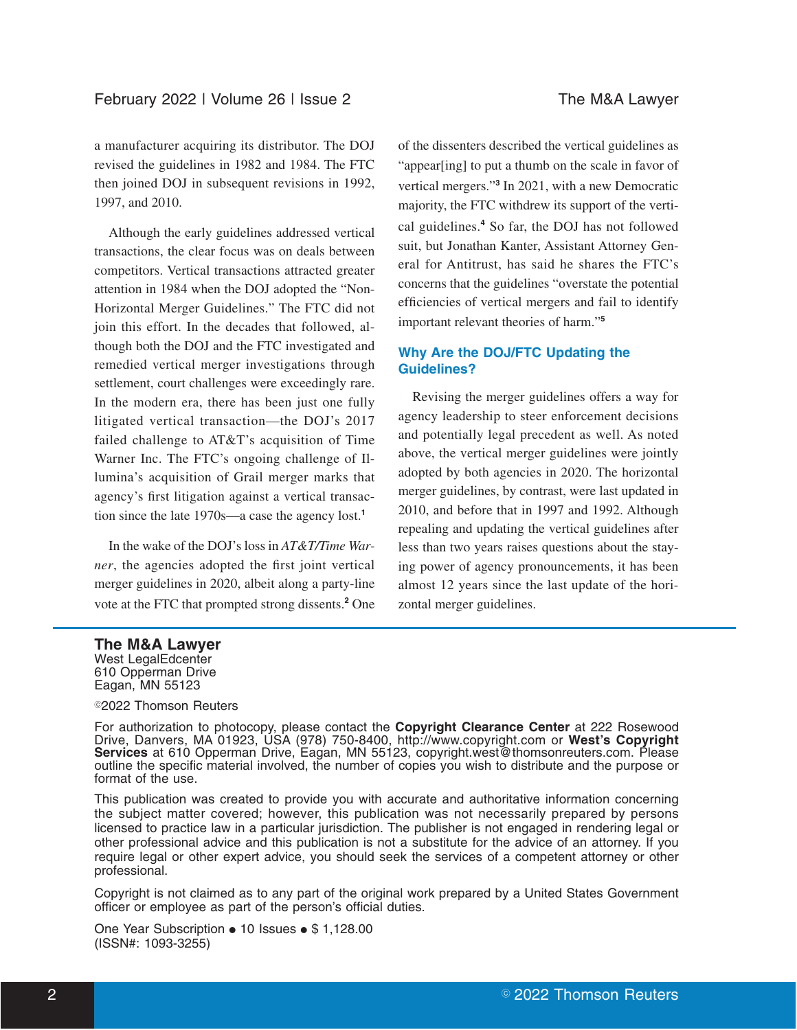a manufacturer acquiring its distributor. The DOJ revised the guidelines in 1982 and 1984. The FTC then joined DOJ in subsequent revisions in 1992, 1997, and 2010.

Although the early guidelines addressed vertical transactions, the clear focus was on deals between competitors. Vertical transactions attracted greater attention in 1984 when the DOJ adopted the "Non-Horizontal Merger Guidelines." The FTC did not join this effort. In the decades that followed, although both the DOJ and the FTC investigated and remedied vertical merger investigations through settlement, court challenges were exceedingly rare. In the modern era, there has been just one fully litigated vertical transaction—the DOJ's 2017 failed challenge to AT&T's acquisition of Time Warner Inc. The FTC's ongoing challenge of Illumina's acquisition of Grail merger marks that agency's first litigation against a vertical transaction since the late 1970s—a case the agency lost.[1]

In the wake of the DOJ's loss in *AT&T/Time Warner*, the agencies adopted the first joint vertical merger guidelines in 2020, albeit along a party-line vote at the FTC that prompted strong dissents.[2] One of the dissenters described the vertical guidelines as "appear[ing] to put a thumb on the scale in favor of vertical mergers."[3] In 2021, with a new Democratic majority, the FTC withdrew its support of the vertical guidelines.[4] So far, the DOJ has not followed suit, but Jonathan Kanter, Assistant Attorney General for Antitrust, has said he shares the FTC's concerns that the guidelines "overstate the potential efficiencies of vertical mergers and fail to identify important relevant theories of harm."[5]

## Why Are the DOJ/FTC Updating the Guidelines?

Revising the merger guidelines offers a way for agency leadership to steer enforcement decisions and potentially legal precedent as well. As noted above, the vertical merger guidelines were jointly adopted by both agencies in 2020. The horizontal merger guidelines, by contrast, were last updated in 2010, and before that in 1997 and 1992. Although repealing and updating the vertical guidelines after less than two years raises questions about the staying power of agency pronouncements, it has been almost 12 years since the last update of the horizontal merger guidelines.

---

**The M&A Lawyer**
West LegalEdcenter
610 Opperman Drive
Eagan, MN 55123

©2022 Thomson Reuters

For authorization to photocopy, please contact the **Copyright Clearance Center** at 222 Rosewood Drive, Danvers, MA 01923, USA (978) 750-8400, http://www.copyright.com or **West's Copyright Services** at 610 Opperman Drive, Eagan, MN 55123, copyright.west@thomsonreuters.com. Please outline the specific material involved, the number of copies you wish to distribute and the purpose or format of the use.

This publication was created to provide you with accurate and authoritative information concerning the subject matter covered; however, this publication was not necessarily prepared by persons licensed to practice law in a particular jurisdiction. The publisher is not engaged in rendering legal or other professional advice and this publication is not a substitute for the advice of an attorney. If you require legal or other expert advice, you should seek the services of a competent attorney or other professional.

Copyright is not claimed as to any part of the original work prepared by a United States Government officer or employee as part of the person's official duties.

One Year Subscription • 10 Issues • $ 1,128.00
(ISSN#: 1093-3255)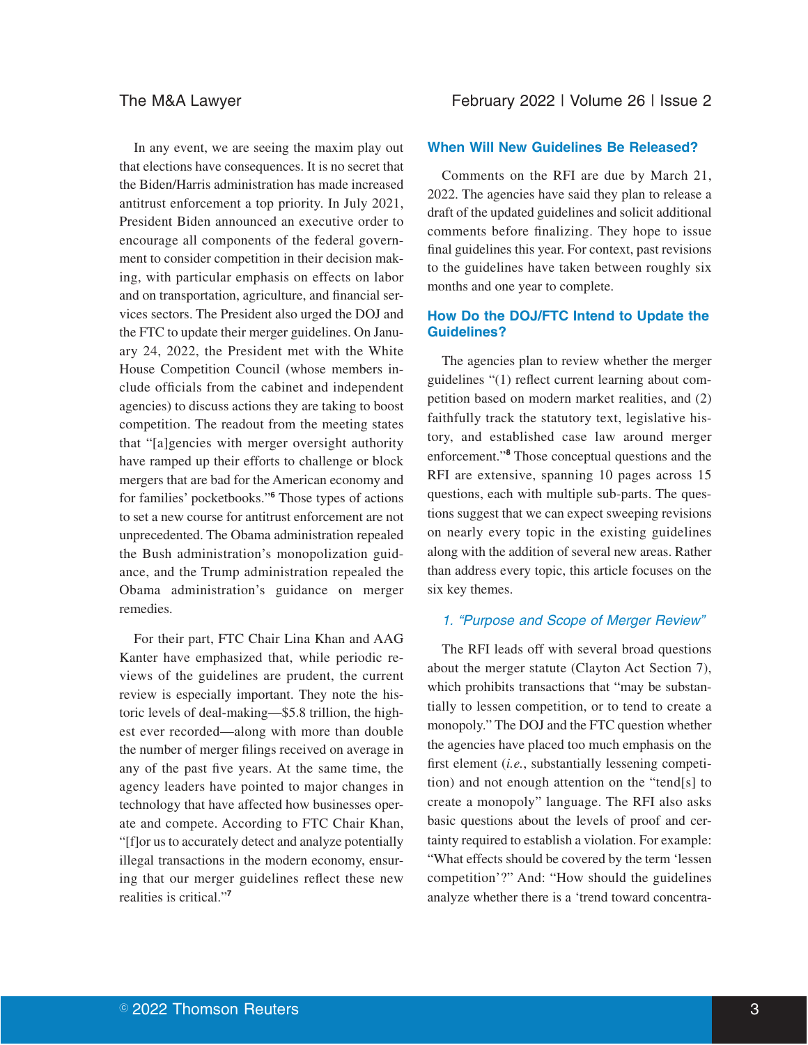In any event, we are seeing the maxim play out that elections have consequences. It is no secret that the Biden/Harris administration has made increased antitrust enforcement a top priority. In July 2021, President Biden announced an executive order to encourage all components of the federal government to consider competition in their decision making, with particular emphasis on effects on labor and on transportation, agriculture, and financial services sectors. The President also urged the DOJ and the FTC to update their merger guidelines. On January 24, 2022, the President met with the White House Competition Council (whose members include officials from the cabinet and independent agencies) to discuss actions they are taking to boost competition. The readout from the meeting states that "[a]gencies with merger oversight authority have ramped up their efforts to challenge or block mergers that are bad for the American economy and for families' pocketbooks."[6] Those types of actions to set a new course for antitrust enforcement are not unprecedented. The Obama administration repealed the Bush administration's monopolization guidance, and the Trump administration repealed the Obama administration's guidance on merger remedies.

For their part, FTC Chair Lina Khan and AAG Kanter have emphasized that, while periodic reviews of the guidelines are prudent, the current review is especially important. They note the historic levels of deal-making—$5.8 trillion, the highest ever recorded—along with more than double the number of merger filings received on average in any of the past five years. At the same time, the agency leaders have pointed to major changes in technology that have affected how businesses operate and compete. According to FTC Chair Khan, "[f]or us to accurately detect and analyze potentially illegal transactions in the modern economy, ensuring that our merger guidelines reflect these new realities is critical."[7]

## When Will New Guidelines Be Released?

Comments on the RFI are due by March 21, 2022. The agencies have said they plan to release a draft of the updated guidelines and solicit additional comments before finalizing. They hope to issue final guidelines this year. For context, past revisions to the guidelines have taken between roughly six months and one year to complete.

## How Do the DOJ/FTC Intend to Update the Guidelines?

The agencies plan to review whether the merger guidelines "(1) reflect current learning about competition based on modern market realities, and (2) faithfully track the statutory text, legislative history, and established case law around merger enforcement."[8] Those conceptual questions and the RFI are extensive, spanning 10 pages across 15 questions, each with multiple sub-parts. The questions suggest that we can expect sweeping revisions on nearly every topic in the existing guidelines along with the addition of several new areas. Rather than address every topic, this article focuses on the six key themes.

### *1. "Purpose and Scope of Merger Review"*

The RFI leads off with several broad questions about the merger statute (Clayton Act Section 7), which prohibits transactions that "may be substantially to lessen competition, or to tend to create a monopoly." The DOJ and the FTC question whether the agencies have placed too much emphasis on the first element (*i.e.*, substantially lessening competition) and not enough attention on the "tend[s] to create a monopoly" language. The RFI also asks basic questions about the levels of proof and certainty required to establish a violation. For example: "What effects should be covered by the term 'lessen competition'?" And: "How should the guidelines analyze whether there is a 'trend toward concentra-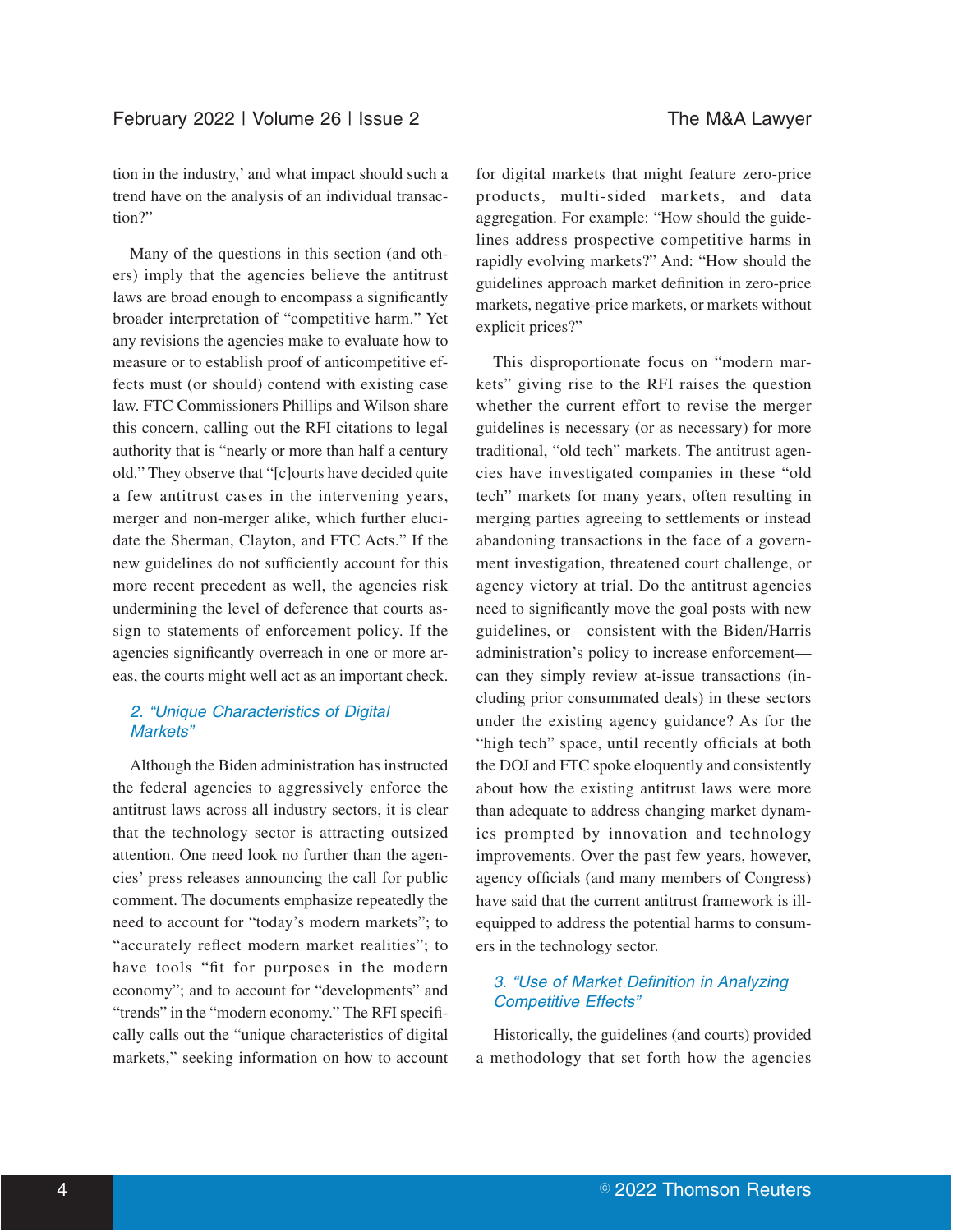tion in the industry,' and what impact should such a trend have on the analysis of an individual transaction?"

Many of the questions in this section (and others) imply that the agencies believe the antitrust laws are broad enough to encompass a significantly broader interpretation of "competitive harm." Yet any revisions the agencies make to evaluate how to measure or to establish proof of anticompetitive effects must (or should) contend with existing case law. FTC Commissioners Phillips and Wilson share this concern, calling out the RFI citations to legal authority that is "nearly or more than half a century old." They observe that "[c]ourts have decided quite a few antitrust cases in the intervening years, merger and non-merger alike, which further elucidate the Sherman, Clayton, and FTC Acts." If the new guidelines do not sufficiently account for this more recent precedent as well, the agencies risk undermining the level of deference that courts assign to statements of enforcement policy. If the agencies significantly overreach in one or more areas, the courts might well act as an important check.

### *2. "Unique Characteristics of Digital Markets"*

Although the Biden administration has instructed the federal agencies to aggressively enforce the antitrust laws across all industry sectors, it is clear that the technology sector is attracting outsized attention. One need look no further than the agencies' press releases announcing the call for public comment. The documents emphasize repeatedly the need to account for "today's modern markets"; to "accurately reflect modern market realities"; to have tools "fit for purposes in the modern economy"; and to account for "developments" and "trends" in the "modern economy." The RFI specifically calls out the "unique characteristics of digital markets," seeking information on how to account for digital markets that might feature zero-price products, multi-sided markets, and data aggregation. For example: "How should the guidelines address prospective competitive harms in rapidly evolving markets?" And: "How should the guidelines approach market definition in zero-price markets, negative-price markets, or markets without explicit prices?"

This disproportionate focus on "modern markets" giving rise to the RFI raises the question whether the current effort to revise the merger guidelines is necessary (or as necessary) for more traditional, "old tech" markets. The antitrust agencies have investigated companies in these "old tech" markets for many years, often resulting in merging parties agreeing to settlements or instead abandoning transactions in the face of a government investigation, threatened court challenge, or agency victory at trial. Do the antitrust agencies need to significantly move the goal posts with new guidelines, or—consistent with the Biden/Harris administration's policy to increase enforcement—can they simply review at-issue transactions (including prior consummated deals) in these sectors under the existing agency guidance? As for the "high tech" space, until recently officials at both the DOJ and FTC spoke eloquently and consistently about how the existing antitrust laws were more than adequate to address changing market dynamics prompted by innovation and technology improvements. Over the past few years, however, agency officials (and many members of Congress) have said that the current antitrust framework is ill-equipped to address the potential harms to consumers in the technology sector.

### *3. "Use of Market Definition in Analyzing Competitive Effects"*

Historically, the guidelines (and courts) provided a methodology that set forth how the agencies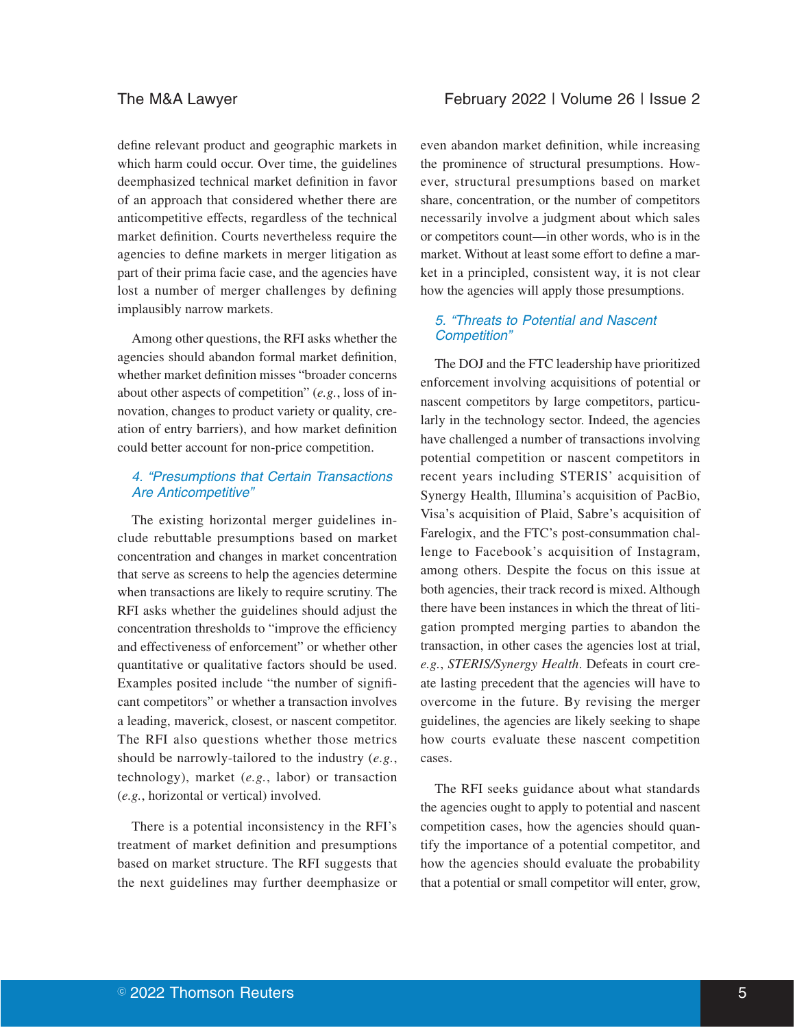define relevant product and geographic markets in which harm could occur. Over time, the guidelines deemphasized technical market definition in favor of an approach that considered whether there are anticompetitive effects, regardless of the technical market definition. Courts nevertheless require the agencies to define markets in merger litigation as part of their prima facie case, and the agencies have lost a number of merger challenges by defining implausibly narrow markets.

Among other questions, the RFI asks whether the agencies should abandon formal market definition, whether market definition misses "broader concerns about other aspects of competition" (*e.g.*, loss of innovation, changes to product variety or quality, creation of entry barriers), and how market definition could better account for non-price competition.

### *4. "Presumptions that Certain Transactions Are Anticompetitive"*

The existing horizontal merger guidelines include rebuttable presumptions based on market concentration and changes in market concentration that serve as screens to help the agencies determine when transactions are likely to require scrutiny. The RFI asks whether the guidelines should adjust the concentration thresholds to "improve the efficiency and effectiveness of enforcement" or whether other quantitative or qualitative factors should be used. Examples posited include "the number of significant competitors" or whether a transaction involves a leading, maverick, closest, or nascent competitor. The RFI also questions whether those metrics should be narrowly-tailored to the industry (*e.g.*, technology), market (*e.g.*, labor) or transaction (*e.g.*, horizontal or vertical) involved.

There is a potential inconsistency in the RFI's treatment of market definition and presumptions based on market structure. The RFI suggests that the next guidelines may further deemphasize or even abandon market definition, while increasing the prominence of structural presumptions. However, structural presumptions based on market share, concentration, or the number of competitors necessarily involve a judgment about which sales or competitors count—in other words, who is in the market. Without at least some effort to define a market in a principled, consistent way, it is not clear how the agencies will apply those presumptions.

### *5. "Threats to Potential and Nascent Competition"*

The DOJ and the FTC leadership have prioritized enforcement involving acquisitions of potential or nascent competitors by large competitors, particularly in the technology sector. Indeed, the agencies have challenged a number of transactions involving potential competition or nascent competitors in recent years including STERIS' acquisition of Synergy Health, Illumina's acquisition of PacBio, Visa's acquisition of Plaid, Sabre's acquisition of Farelogix, and the FTC's post-consummation challenge to Facebook's acquisition of Instagram, among others. Despite the focus on this issue at both agencies, their track record is mixed. Although there have been instances in which the threat of litigation prompted merging parties to abandon the transaction, in other cases the agencies lost at trial, *e.g.*, *STERIS/Synergy Health*. Defeats in court create lasting precedent that the agencies will have to overcome in the future. By revising the merger guidelines, the agencies are likely seeking to shape how courts evaluate these nascent competition cases.

The RFI seeks guidance about what standards the agencies ought to apply to potential and nascent competition cases, how the agencies should quantify the importance of a potential competitor, and how the agencies should evaluate the probability that a potential or small competitor will enter, grow,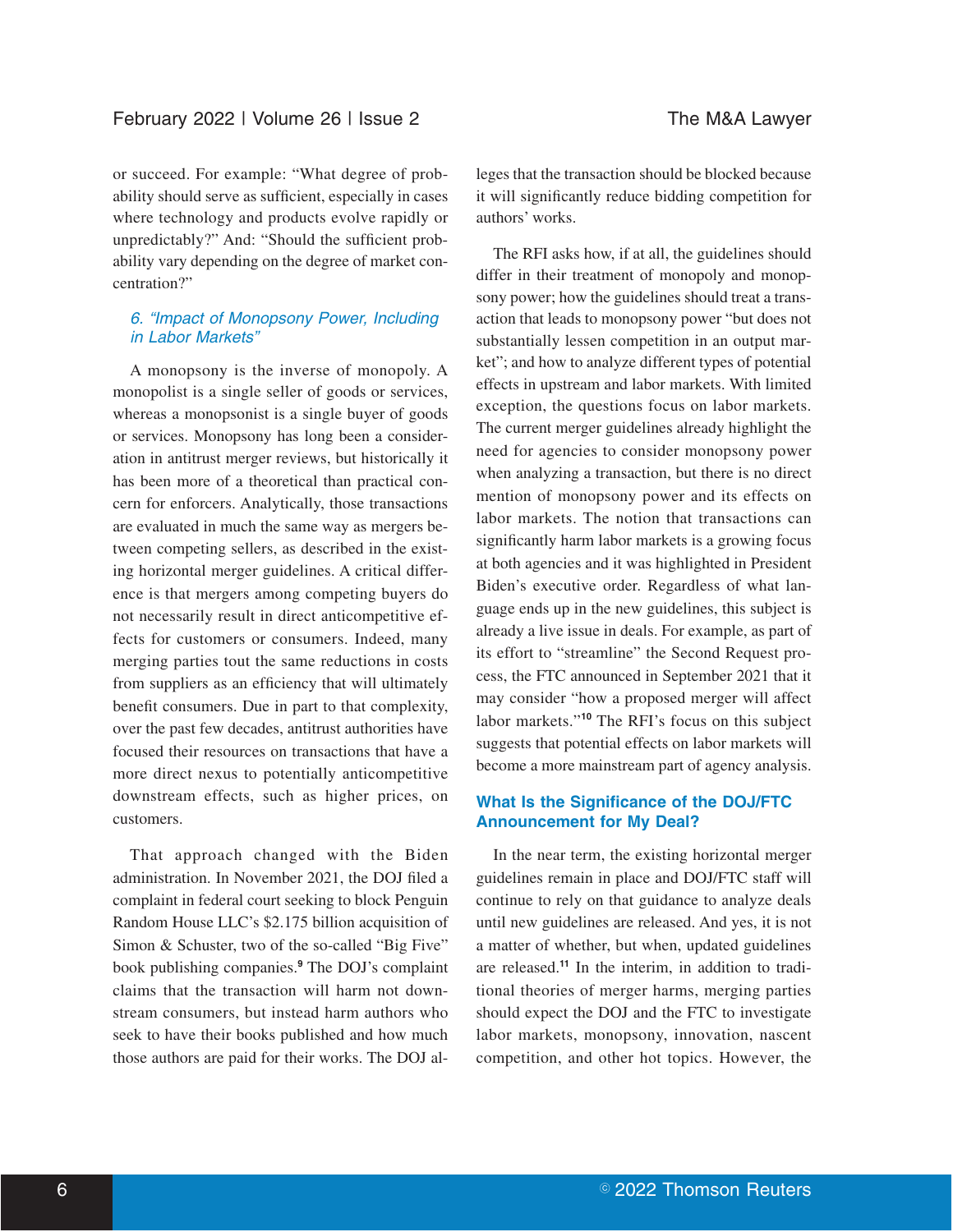or succeed. For example: "What degree of probability should serve as sufficient, especially in cases where technology and products evolve rapidly or unpredictably?" And: "Should the sufficient probability vary depending on the degree of market concentration?"

### *6. "Impact of Monopsony Power, Including in Labor Markets"*

A monopsony is the inverse of monopoly. A monopolist is a single seller of goods or services, whereas a monopsonist is a single buyer of goods or services. Monopsony has long been a consideration in antitrust merger reviews, but historically it has been more of a theoretical than practical concern for enforcers. Analytically, those transactions are evaluated in much the same way as mergers between competing sellers, as described in the existing horizontal merger guidelines. A critical difference is that mergers among competing buyers do not necessarily result in direct anticompetitive effects for customers or consumers. Indeed, many merging parties tout the same reductions in costs from suppliers as an efficiency that will ultimately benefit consumers. Due in part to that complexity, over the past few decades, antitrust authorities have focused their resources on transactions that have a more direct nexus to potentially anticompetitive downstream effects, such as higher prices, on customers.

That approach changed with the Biden administration. In November 2021, the DOJ filed a complaint in federal court seeking to block Penguin Random House LLC's $2.175 billion acquisition of Simon & Schuster, two of the so-called "Big Five" book publishing companies.[9] The DOJ's complaint claims that the transaction will harm not downstream consumers, but instead harm authors who seek to have their books published and how much those authors are paid for their works. The DOJ alleges that the transaction should be blocked because it will significantly reduce bidding competition for authors' works.

The RFI asks how, if at all, the guidelines should differ in their treatment of monopoly and monopsony power; how the guidelines should treat a transaction that leads to monopsony power "but does not substantially lessen competition in an output market"; and how to analyze different types of potential effects in upstream and labor markets. With limited exception, the questions focus on labor markets. The current merger guidelines already highlight the need for agencies to consider monopsony power when analyzing a transaction, but there is no direct mention of monopsony power and its effects on labor markets. The notion that transactions can significantly harm labor markets is a growing focus at both agencies and it was highlighted in President Biden's executive order. Regardless of what language ends up in the new guidelines, this subject is already a live issue in deals. For example, as part of its effort to "streamline" the Second Request process, the FTC announced in September 2021 that it may consider "how a proposed merger will affect labor markets."[10] The RFI's focus on this subject suggests that potential effects on labor markets will become a more mainstream part of agency analysis.

## What Is the Significance of the DOJ/FTC Announcement for My Deal?

In the near term, the existing horizontal merger guidelines remain in place and DOJ/FTC staff will continue to rely on that guidance to analyze deals until new guidelines are released. And yes, it is not a matter of whether, but when, updated guidelines are released.[11] In the interim, in addition to traditional theories of merger harms, merging parties should expect the DOJ and the FTC to investigate labor markets, monopsony, innovation, nascent competition, and other hot topics. However, the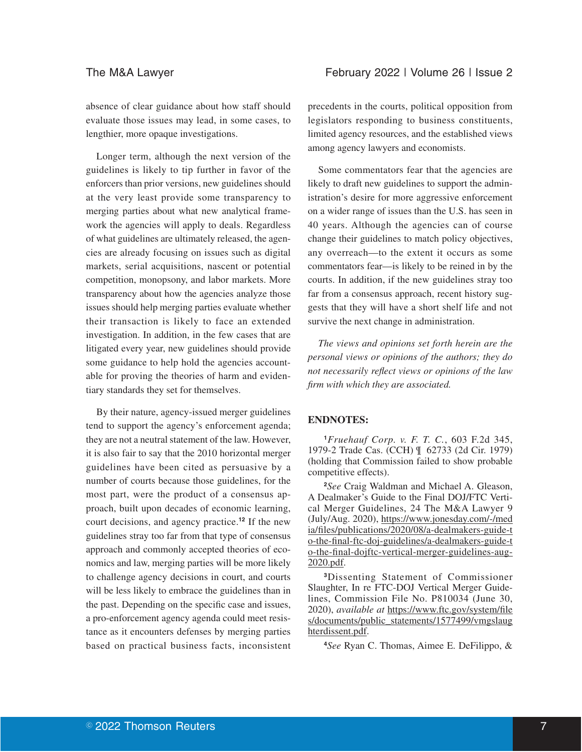absence of clear guidance about how staff should evaluate those issues may lead, in some cases, to lengthier, more opaque investigations.

Longer term, although the next version of the guidelines is likely to tip further in favor of the enforcers than prior versions, new guidelines should at the very least provide some transparency to merging parties about what new analytical framework the agencies will apply to deals. Regardless of what guidelines are ultimately released, the agencies are already focusing on issues such as digital markets, serial acquisitions, nascent or potential competition, monopsony, and labor markets. More transparency about how the agencies analyze those issues should help merging parties evaluate whether their transaction is likely to face an extended investigation. In addition, in the few cases that are litigated every year, new guidelines should provide some guidance to help hold the agencies accountable for proving the theories of harm and evidentiary standards they set for themselves.

By their nature, agency-issued merger guidelines tend to support the agency's enforcement agenda; they are not a neutral statement of the law. However, it is also fair to say that the 2010 horizontal merger guidelines have been cited as persuasive by a number of courts because those guidelines, for the most part, were the product of a consensus approach, built upon decades of economic learning, court decisions, and agency practice.[12] If the new guidelines stray too far from that type of consensus approach and commonly accepted theories of economics and law, merging parties will be more likely to challenge agency decisions in court, and courts will be less likely to embrace the guidelines than in the past. Depending on the specific case and issues, a pro-enforcement agency agenda could meet resistance as it encounters defenses by merging parties based on practical business facts, inconsistent precedents in the courts, political opposition from legislators responding to business constituents, limited agency resources, and the established views among agency lawyers and economists.

Some commentators fear that the agencies are likely to draft new guidelines to support the administration's desire for more aggressive enforcement on a wider range of issues than the U.S. has seen in 40 years. Although the agencies can of course change their guidelines to match policy objectives, any overreach—to the extent it occurs as some commentators fear—is likely to be reined in by the courts. In addition, if the new guidelines stray too far from a consensus approach, recent history suggests that they will have a short shelf life and not survive the next change in administration.

*The views and opinions set forth herein are the personal views or opinions of the authors; they do not necessarily reflect views or opinions of the law firm with which they are associated.*

## ENDNOTES:

[1] *Fruehauf Corp. v. F. T. C.*, 603 F.2d 345, 1979-2 Trade Cas. (CCH) ¶ 62733 (2d Cir. 1979) (holding that Commission failed to show probable competitive effects).

[2] *See* Craig Waldman and Michael A. Gleason, A Dealmaker's Guide to the Final DOJ/FTC Vertical Merger Guidelines, 24 The M&A Lawyer 9 (July/Aug. 2020), https://www.jonesday.com/-/media/files/publications/2020/08/a-dealmakers-guide-to-the-final-ftc-doj-guidelines/a-dealmakers-guide-to-the-final-dojftc-vertical-merger-guidelines-aug-2020.pdf.

[3] Dissenting Statement of Commissioner Slaughter, In re FTC-DOJ Vertical Merger Guidelines, Commission File No. P810034 (June 30, 2020), *available at* https://www.ftc.gov/system/files/documents/public_statements/1577499/vmgslaughterdissent.pdf.

[4] *See* Ryan C. Thomas, Aimee E. DeFilippo, &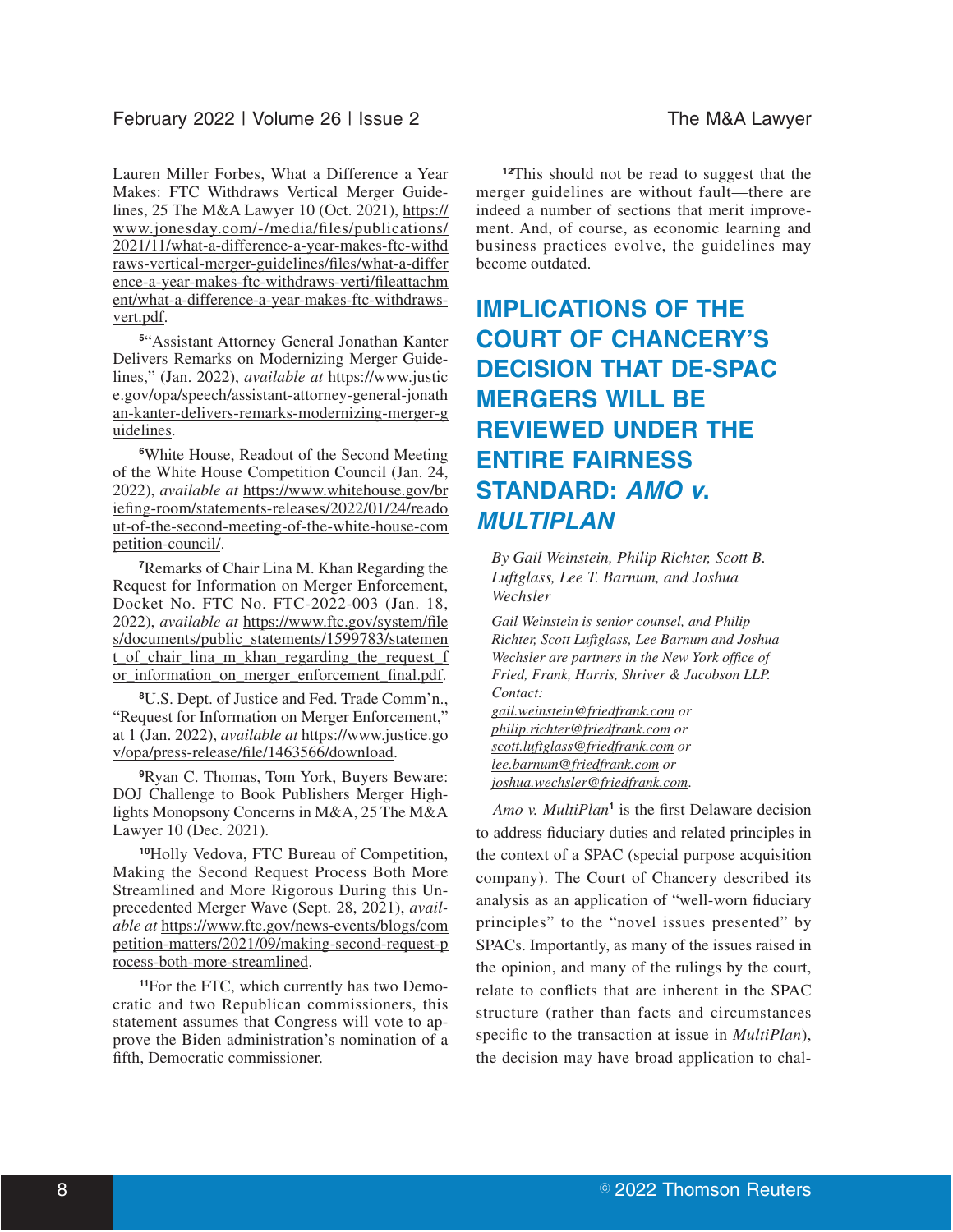Lauren Miller Forbes, What a Difference a Year Makes: FTC Withdraws Vertical Merger Guidelines, 25 The M&A Lawyer 10 (Oct. 2021), https://www.jonesday.com/-/media/files/publications/2021/11/what-a-difference-a-year-makes-ftc-withdraws-vertical-merger-guidelines/files/what-a-difference-a-year-makes-ftc-withdraws-verti/fileattachment/what-a-difference-a-year-makes-ftc-withdraws-vert.pdf.

[5]"Assistant Attorney General Jonathan Kanter Delivers Remarks on Modernizing Merger Guidelines," (Jan. 2022), *available at* https://www.justice.gov/opa/speech/assistant-attorney-general-jonathan-kanter-delivers-remarks-modernizing-merger-guidelines.

[6]White House, Readout of the Second Meeting of the White House Competition Council (Jan. 24, 2022), *available at* https://www.whitehouse.gov/briefing-room/statements-releases/2022/01/24/readout-of-the-second-meeting-of-the-white-house-competition-council/.

[7]Remarks of Chair Lina M. Khan Regarding the Request for Information on Merger Enforcement, Docket No. FTC No. FTC-2022-003 (Jan. 18, 2022), *available at* https://www.ftc.gov/system/files/documents/public_statements/1599783/statement_of_chair_lina_m_khan_regarding_the_request_for_information_on_merger_enforcement_final.pdf.

[8]U.S. Dept. of Justice and Fed. Trade Comm'n., "Request for Information on Merger Enforcement," at 1 (Jan. 2022), *available at* https://www.justice.gov/opa/press-release/file/1463566/download.

[9]Ryan C. Thomas, Tom York, Buyers Beware: DOJ Challenge to Book Publishers Merger Highlights Monopsony Concerns in M&A, 25 The M&A Lawyer 10 (Dec. 2021).

[10]Holly Vedova, FTC Bureau of Competition, Making the Second Request Process Both More Streamlined and More Rigorous During this Unprecedented Merger Wave (Sept. 28, 2021), *available at* https://www.ftc.gov/news-events/blogs/competition-matters/2021/09/making-second-request-process-both-more-streamlined.

[11]For the FTC, which currently has two Democratic and two Republican commissioners, this statement assumes that Congress will vote to approve the Biden administration's nomination of a fifth, Democratic commissioner.

[12]This should not be read to suggest that the merger guidelines are without fault—there are indeed a number of sections that merit improvement. And, of course, as economic learning and business practices evolve, the guidelines may become outdated.

# IMPLICATIONS OF THE COURT OF CHANCERY'S DECISION THAT DE-SPAC MERGERS WILL BE REVIEWED UNDER THE ENTIRE FAIRNESS STANDARD: *AMO v. MULTIPLAN*

*By Gail Weinstein, Philip Richter, Scott B. Luftglass, Lee T. Barnum, and Joshua Wechsler*

*Gail Weinstein is senior counsel, and Philip Richter, Scott Luftglass, Lee Barnum and Joshua Wechsler are partners in the New York office of Fried, Frank, Harris, Shriver & Jacobson LLP. Contact: gail.weinstein@friedfrank.com or philip.richter@friedfrank.com or scott.luftglass@friedfrank.com or lee.barnum@friedfrank.com or joshua.wechsler@friedfrank.com.*

*Amo v. MultiPlan*[1] is the first Delaware decision to address fiduciary duties and related principles in the context of a SPAC (special purpose acquisition company). The Court of Chancery described its analysis as an application of "well-worn fiduciary principles" to the "novel issues presented" by SPACs. Importantly, as many of the issues raised in the opinion, and many of the rulings by the court, relate to conflicts that are inherent in the SPAC structure (rather than facts and circumstances specific to the transaction at issue in *MultiPlan*), the decision may have broad application to chal-